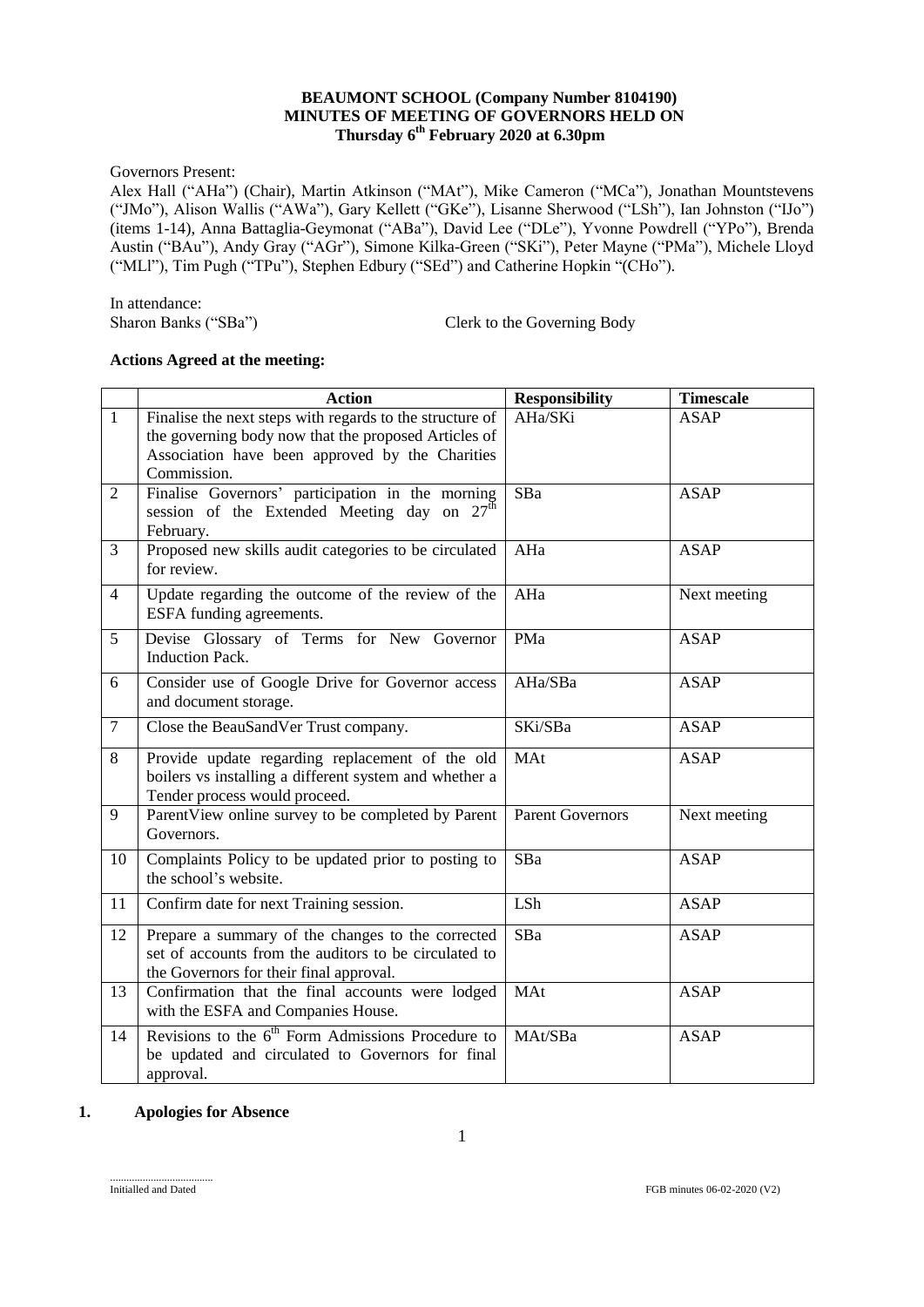**BEAUMONT SCHOOL (Company Number 8104190)**
**MINUTES OF MEETING OF GOVERNORS HELD ON**
**Thursday 6th February 2020 at 6.30pm**

Governors Present:
Alex Hall ("AHa") (Chair), Martin Atkinson ("MAt"), Mike Cameron ("MCa"), Jonathan Mountstevens ("JMo"), Alison Wallis ("AWa"), Gary Kellett ("GKe"), Lisanne Sherwood ("LSh"), Ian Johnston ("IJo") (items 1-14), Anna Battaglia-Geymonat ("ABa"), David Lee ("DLe"), Yvonne Powdrell ("YPo"), Brenda Austin ("BAu"), Andy Gray ("AGr"), Simone Kilka-Green ("SKi"), Peter Mayne ("PMa"), Michele Lloyd ("MLl"), Tim Pugh ("TPu"), Stephen Edbury ("SEd") and Catherine Hopkin "(CHo").

In attendance:
Sharon Banks ("SBa") Clerk to the Governing Body

**Actions Agreed at the meeting:**

| | **Action** | **Responsibility** | **Timescale** |
|---|---|---|---|
| 1 | Finalise the next steps with regards to the structure of the governing body now that the proposed Articles of Association have been approved by the Charities Commission. | AHa/SKi | ASAP |
| 2 | Finalise Governors' participation in the morning session of the Extended Meeting day on 27th February. | SBa | ASAP |
| 3 | Proposed new skills audit categories to be circulated for review. | AHa | ASAP |
| 4 | Update regarding the outcome of the review of the ESFA funding agreements. | AHa | Next meeting |
| 5 | Devise Glossary of Terms for New Governor Induction Pack. | PMa | ASAP |
| 6 | Consider use of Google Drive for Governor access and document storage. | AHa/SBa | ASAP |
| 7 | Close the BeauSandVer Trust company. | SKi/SBa | ASAP |
| 8 | Provide update regarding replacement of the old boilers vs installing a different system and whether a Tender process would proceed. | MAt | ASAP |
| 9 | ParentView online survey to be completed by Parent Governors. | Parent Governors | Next meeting |
| 10 | Complaints Policy to be updated prior to posting to the school's website. | SBa | ASAP |
| 11 | Confirm date for next Training session. | LSh | ASAP |
| 12 | Prepare a summary of the changes to the corrected set of accounts from the auditors to be circulated to the Governors for their final approval. | SBa | ASAP |
| 13 | Confirmation that the final accounts were lodged with the ESFA and Companies House. | MAt | ASAP |
| 14 | Revisions to the 6th Form Admissions Procedure to be updated and circulated to Governors for final approval. | MAt/SBa | ASAP |

## 1. Apologies for Absence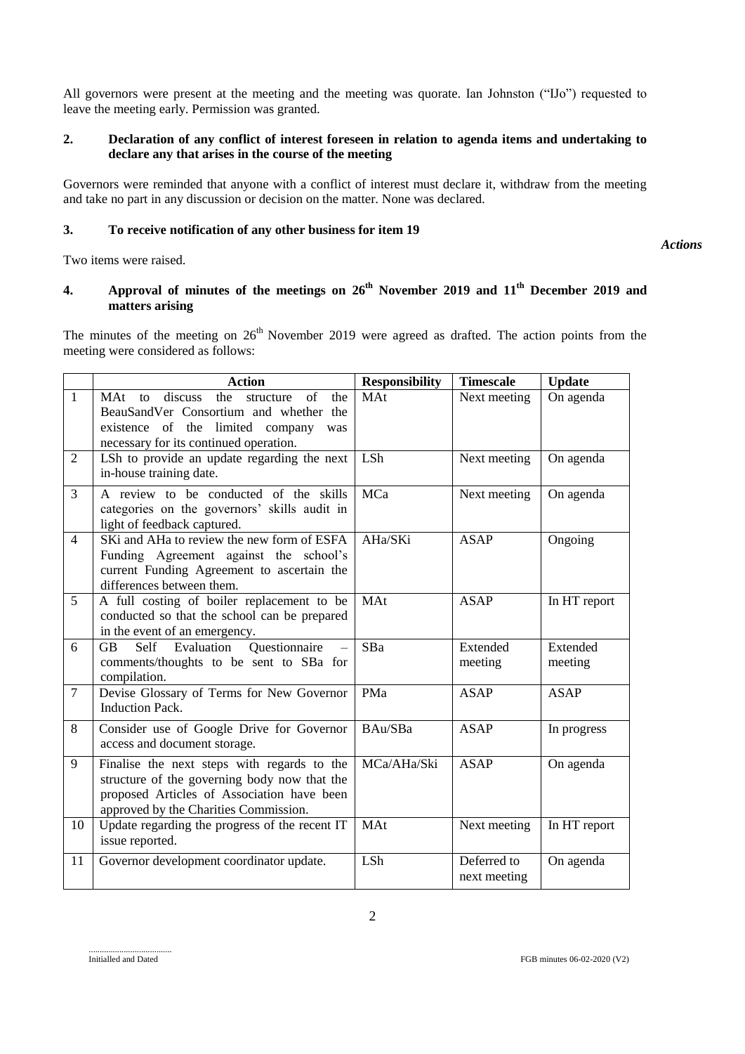All governors were present at the meeting and the meeting was quorate. Ian Johnston ("IJo") requested to leave the meeting early. Permission was granted.

## 2. Declaration of any conflict of interest foreseen in relation to agenda items and undertaking to declare any that arises in the course of the meeting

Governors were reminded that anyone with a conflict of interest must declare it, withdraw from the meeting and take no part in any discussion or decision on the matter. None was declared.

## 3. To receive notification of any other business for item 19

*Actions*

Two items were raised.

## 4. Approval of minutes of the meetings on 26th November 2019 and 11th December 2019 and matters arising

The minutes of the meeting on 26th November 2019 were agreed as drafted. The action points from the meeting were considered as follows:

| | Action | Responsibility | Timescale | Update |
|---|---|---|---|---|
| 1 | MAt to discuss the structure of the BeauSandVer Consortium and whether the existence of the limited company was necessary for its continued operation. | MAt | Next meeting | On agenda |
| 2 | LSh to provide an update regarding the next in-house training date. | LSh | Next meeting | On agenda |
| 3 | A review to be conducted of the skills categories on the governors' skills audit in light of feedback captured. | MCa | Next meeting | On agenda |
| 4 | SKi and AHa to review the new form of ESFA Funding Agreement against the school's current Funding Agreement to ascertain the differences between them. | AHa/SKi | ASAP | Ongoing |
| 5 | A full costing of boiler replacement to be conducted so that the school can be prepared in the event of an emergency. | MAt | ASAP | In HT report |
| 6 | GB Self Evaluation Questionnaire – comments/thoughts to be sent to SBa for compilation. | SBa | Extended meeting | Extended meeting |
| 7 | Devise Glossary of Terms for New Governor Induction Pack. | PMa | ASAP | ASAP |
| 8 | Consider use of Google Drive for Governor access and document storage. | BAu/SBa | ASAP | In progress |
| 9 | Finalise the next steps with regards to the structure of the governing body now that the proposed Articles of Association have been approved by the Charities Commission. | MCa/AHa/Ski | ASAP | On agenda |
| 10 | Update regarding the progress of the recent IT issue reported. | MAt | Next meeting | In HT report |
| 11 | Governor development coordinator update. | LSh | Deferred to next meeting | On agenda |

..................................
Initialled and Dated

FGB minutes 06-02-2020 (V2)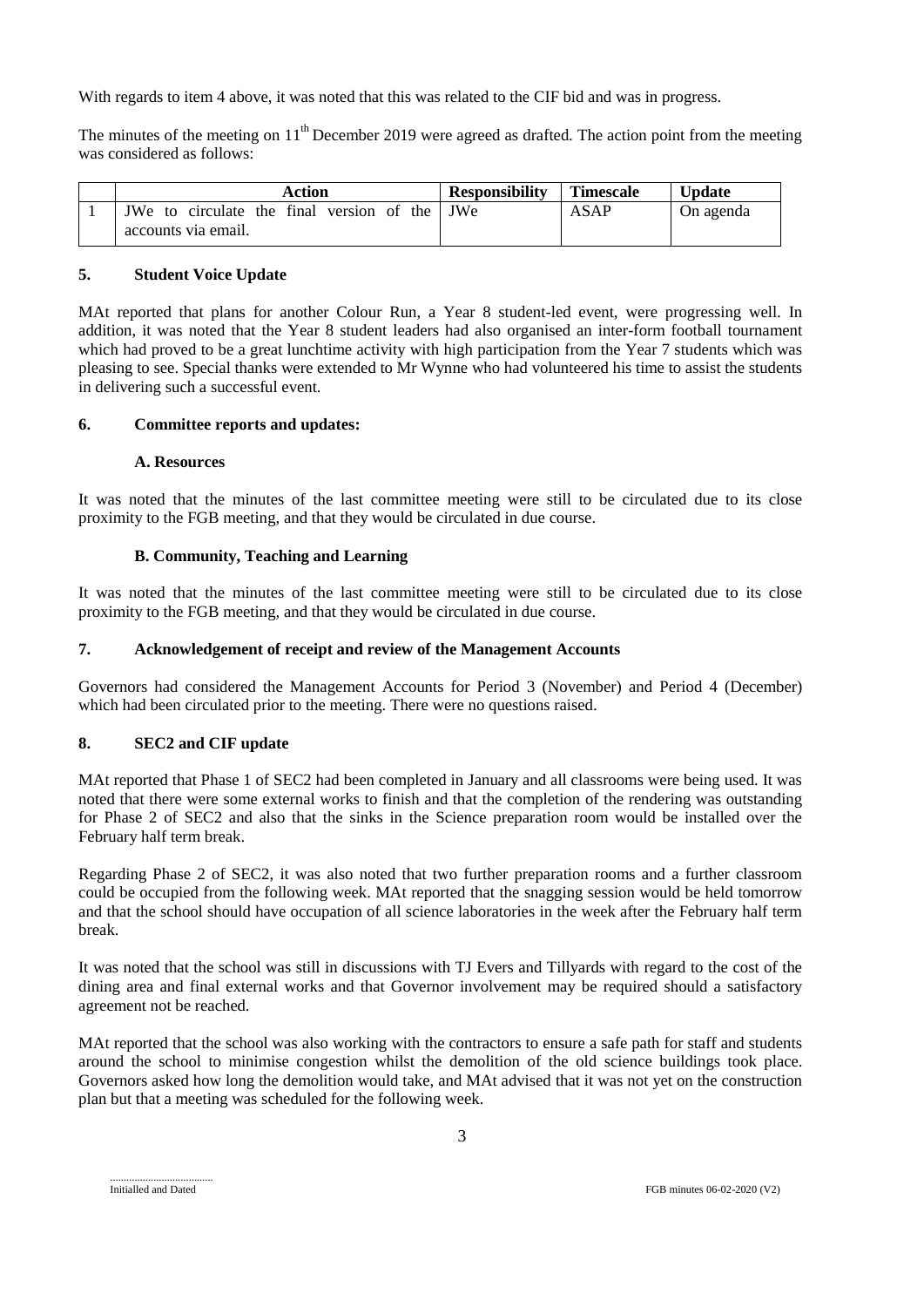With regards to item 4 above, it was noted that this was related to the CIF bid and was in progress.

The minutes of the meeting on 11th December 2019 were agreed as drafted. The action point from the meeting was considered as follows:

| | Action | Responsibility | Timescale | Update |
|---|---|---|---|---|
| 1 | JWe to circulate the final version of the accounts via email. | JWe | ASAP | On agenda |

## 5. Student Voice Update

MAt reported that plans for another Colour Run, a Year 8 student-led event, were progressing well. In addition, it was noted that the Year 8 student leaders had also organised an inter-form football tournament which had proved to be a great lunchtime activity with high participation from the Year 7 students which was pleasing to see. Special thanks were extended to Mr Wynne who had volunteered his time to assist the students in delivering such a successful event.

## 6. Committee reports and updates:

### A. Resources

It was noted that the minutes of the last committee meeting were still to be circulated due to its close proximity to the FGB meeting, and that they would be circulated in due course.

### B. Community, Teaching and Learning

It was noted that the minutes of the last committee meeting were still to be circulated due to its close proximity to the FGB meeting, and that they would be circulated in due course.

## 7. Acknowledgement of receipt and review of the Management Accounts

Governors had considered the Management Accounts for Period 3 (November) and Period 4 (December) which had been circulated prior to the meeting. There were no questions raised.

## 8. SEC2 and CIF update

MAt reported that Phase 1 of SEC2 had been completed in January and all classrooms were being used. It was noted that there were some external works to finish and that the completion of the rendering was outstanding for Phase 2 of SEC2 and also that the sinks in the Science preparation room would be installed over the February half term break.

Regarding Phase 2 of SEC2, it was also noted that two further preparation rooms and a further classroom could be occupied from the following week. MAt reported that the snagging session would be held tomorrow and that the school should have occupation of all science laboratories in the week after the February half term break.

It was noted that the school was still in discussions with TJ Evers and Tillyards with regard to the cost of the dining area and final external works and that Governor involvement may be required should a satisfactory agreement not be reached.

MAt reported that the school was also working with the contractors to ensure a safe path for staff and students around the school to minimise congestion whilst the demolition of the old science buildings took place. Governors asked how long the demolition would take, and MAt advised that it was not yet on the construction plan but that a meeting was scheduled for the following week.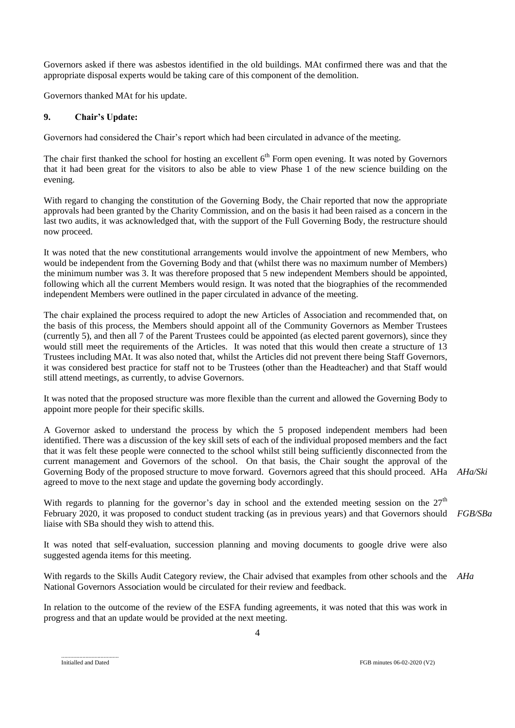Governors asked if there was asbestos identified in the old buildings. MAt confirmed there was and that the appropriate disposal experts would be taking care of this component of the demolition.

Governors thanked MAt for his update.

## 9. Chair's Update:

Governors had considered the Chair's report which had been circulated in advance of the meeting.

The chair first thanked the school for hosting an excellent 6th Form open evening. It was noted by Governors that it had been great for the visitors to also be able to view Phase 1 of the new science building on the evening.

With regard to changing the constitution of the Governing Body, the Chair reported that now the appropriate approvals had been granted by the Charity Commission, and on the basis it had been raised as a concern in the last two audits, it was acknowledged that, with the support of the Full Governing Body, the restructure should now proceed.

It was noted that the new constitutional arrangements would involve the appointment of new Members, who would be independent from the Governing Body and that (whilst there was no maximum number of Members) the minimum number was 3. It was therefore proposed that 5 new independent Members should be appointed, following which all the current Members would resign. It was noted that the biographies of the recommended independent Members were outlined in the paper circulated in advance of the meeting.

The chair explained the process required to adopt the new Articles of Association and recommended that, on the basis of this process, the Members should appoint all of the Community Governors as Member Trustees (currently 5), and then all 7 of the Parent Trustees could be appointed (as elected parent governors), since they would still meet the requirements of the Articles. It was noted that this would then create a structure of 13 Trustees including MAt. It was also noted that, whilst the Articles did not prevent there being Staff Governors, it was considered best practice for staff not to be Trustees (other than the Headteacher) and that Staff would still attend meetings, as currently, to advise Governors.

It was noted that the proposed structure was more flexible than the current and allowed the Governing Body to appoint more people for their specific skills.

A Governor asked to understand the process by which the 5 proposed independent members had been identified. There was a discussion of the key skill sets of each of the individual proposed members and the fact that it was felt these people were connected to the school whilst still being sufficiently disconnected from the current management and Governors of the school. On that basis, the Chair sought the approval of the Governing Body of the proposed structure to move forward. Governors agreed that this should proceed. AHa agreed to move to the next stage and update the governing body accordingly. *AHa/Ski*

With regards to planning for the governor's day in school and the extended meeting session on the 27th February 2020, it was proposed to conduct student tracking (as in previous years) and that Governors should liaise with SBa should they wish to attend this. *FGB/SBa*

It was noted that self-evaluation, succession planning and moving documents to google drive were also suggested agenda items for this meeting.

With regards to the Skills Audit Category review, the Chair advised that examples from other schools and the National Governors Association would be circulated for their review and feedback. *AHa*

In relation to the outcome of the review of the ESFA funding agreements, it was noted that this was work in progress and that an update would be provided at the next meeting.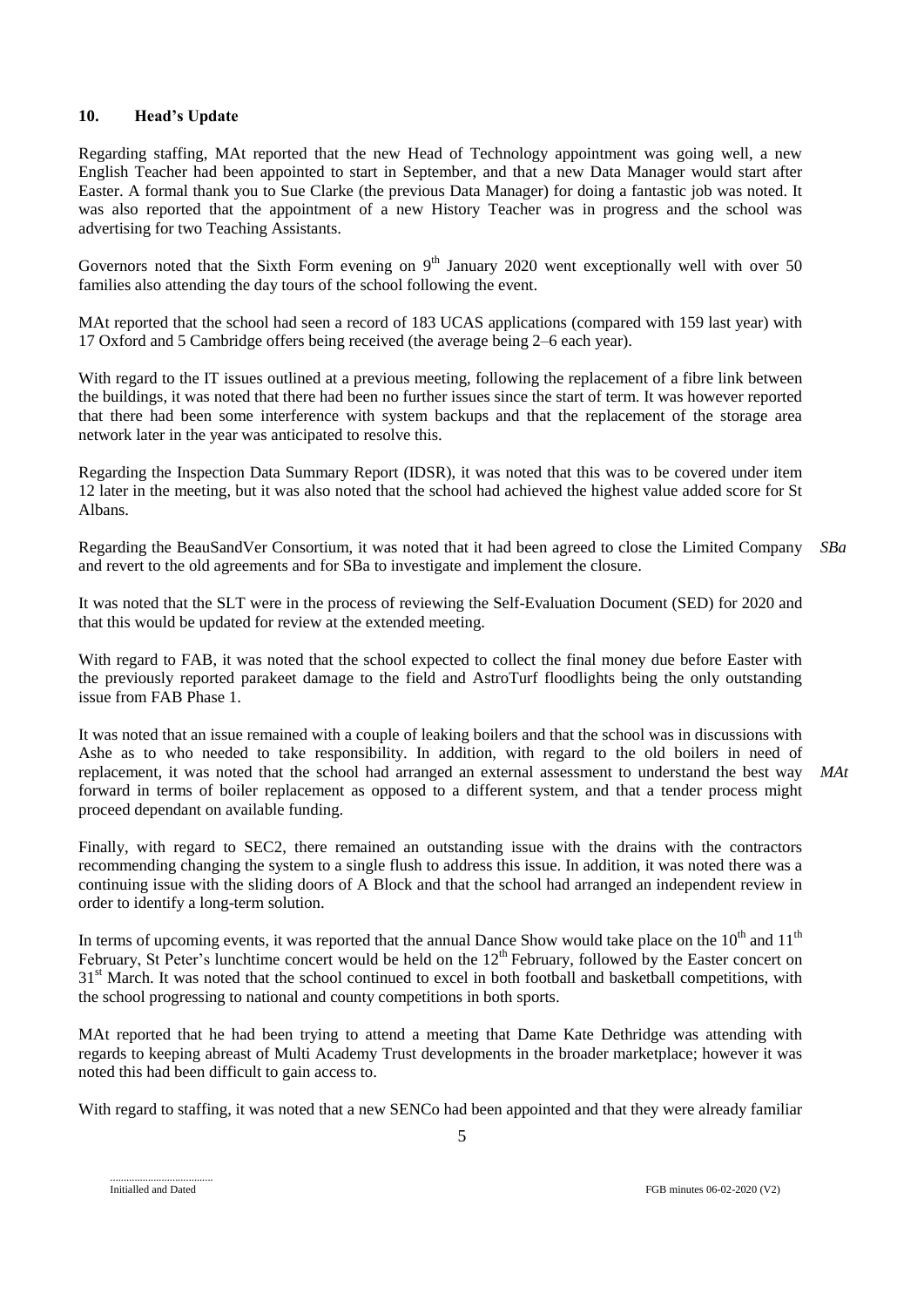## 10. Head's Update

Regarding staffing, MAt reported that the new Head of Technology appointment was going well, a new English Teacher had been appointed to start in September, and that a new Data Manager would start after Easter. A formal thank you to Sue Clarke (the previous Data Manager) for doing a fantastic job was noted. It was also reported that the appointment of a new History Teacher was in progress and the school was advertising for two Teaching Assistants.

Governors noted that the Sixth Form evening on 9th January 2020 went exceptionally well with over 50 families also attending the day tours of the school following the event.

MAt reported that the school had seen a record of 183 UCAS applications (compared with 159 last year) with 17 Oxford and 5 Cambridge offers being received (the average being 2–6 each year).

With regard to the IT issues outlined at a previous meeting, following the replacement of a fibre link between the buildings, it was noted that there had been no further issues since the start of term. It was however reported that there had been some interference with system backups and that the replacement of the storage area network later in the year was anticipated to resolve this.

Regarding the Inspection Data Summary Report (IDSR), it was noted that this was to be covered under item 12 later in the meeting, but it was also noted that the school had achieved the highest value added score for St Albans.

Regarding the BeauSandVer Consortium, it was noted that it had been agreed to close the Limited Company and revert to the old agreements and for SBa to investigate and implement the closure. *SBa*

It was noted that the SLT were in the process of reviewing the Self-Evaluation Document (SED) for 2020 and that this would be updated for review at the extended meeting.

With regard to FAB, it was noted that the school expected to collect the final money due before Easter with the previously reported parakeet damage to the field and AstroTurf floodlights being the only outstanding issue from FAB Phase 1.

It was noted that an issue remained with a couple of leaking boilers and that the school was in discussions with Ashe as to who needed to take responsibility. In addition, with regard to the old boilers in need of replacement, it was noted that the school had arranged an external assessment to understand the best way forward in terms of boiler replacement as opposed to a different system, and that a tender process might proceed dependant on available funding. *MAt*

Finally, with regard to SEC2, there remained an outstanding issue with the drains with the contractors recommending changing the system to a single flush to address this issue. In addition, it was noted there was a continuing issue with the sliding doors of A Block and that the school had arranged an independent review in order to identify a long-term solution.

In terms of upcoming events, it was reported that the annual Dance Show would take place on the 10th and 11th February, St Peter's lunchtime concert would be held on the 12th February, followed by the Easter concert on 31st March. It was noted that the school continued to excel in both football and basketball competitions, with the school progressing to national and county competitions in both sports.

MAt reported that he had been trying to attend a meeting that Dame Kate Dethridge was attending with regards to keeping abreast of Multi Academy Trust developments in the broader marketplace; however it was noted this had been difficult to gain access to.

With regard to staffing, it was noted that a new SENCo had been appointed and that they were already familiar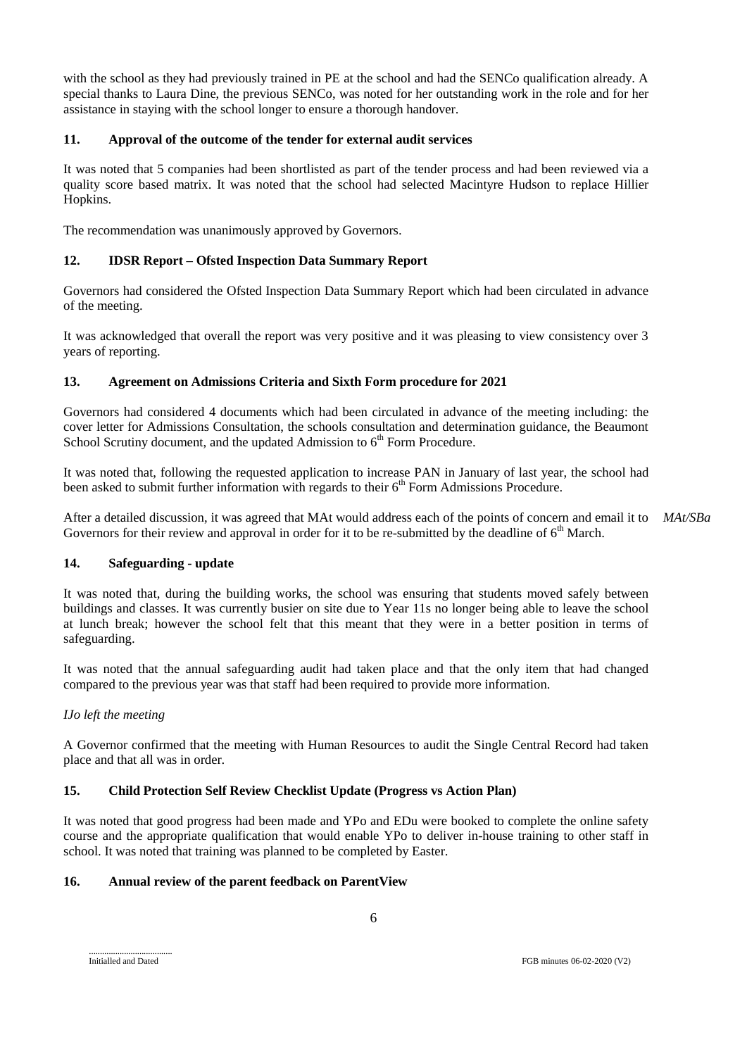with the school as they had previously trained in PE at the school and had the SENCo qualification already. A special thanks to Laura Dine, the previous SENCo, was noted for her outstanding work in the role and for her assistance in staying with the school longer to ensure a thorough handover.

### 11. Approval of the outcome of the tender for external audit services

It was noted that 5 companies had been shortlisted as part of the tender process and had been reviewed via a quality score based matrix. It was noted that the school had selected Macintyre Hudson to replace Hillier Hopkins.

The recommendation was unanimously approved by Governors.

### 12. IDSR Report – Ofsted Inspection Data Summary Report

Governors had considered the Ofsted Inspection Data Summary Report which had been circulated in advance of the meeting.

It was acknowledged that overall the report was very positive and it was pleasing to view consistency over 3 years of reporting.

### 13. Agreement on Admissions Criteria and Sixth Form procedure for 2021

Governors had considered 4 documents which had been circulated in advance of the meeting including: the cover letter for Admissions Consultation, the schools consultation and determination guidance, the Beaumont School Scrutiny document, and the updated Admission to 6th Form Procedure.

It was noted that, following the requested application to increase PAN in January of last year, the school had been asked to submit further information with regards to their 6th Form Admissions Procedure.

After a detailed discussion, it was agreed that MAt would address each of the points of concern and email it to Governors for their review and approval in order for it to be re-submitted by the deadline of 6th March. *MAt/SBa*

### 14. Safeguarding - update

It was noted that, during the building works, the school was ensuring that students moved safely between buildings and classes. It was currently busier on site due to Year 11s no longer being able to leave the school at lunch break; however the school felt that this meant that they were in a better position in terms of safeguarding.

It was noted that the annual safeguarding audit had taken place and that the only item that had changed compared to the previous year was that staff had been required to provide more information.

*IJo left the meeting*

A Governor confirmed that the meeting with Human Resources to audit the Single Central Record had taken place and that all was in order.

### 15. Child Protection Self Review Checklist Update (Progress vs Action Plan)

It was noted that good progress had been made and YPo and EDu were booked to complete the online safety course and the appropriate qualification that would enable YPo to deliver in-house training to other staff in school. It was noted that training was planned to be completed by Easter.

### 16. Annual review of the parent feedback on ParentView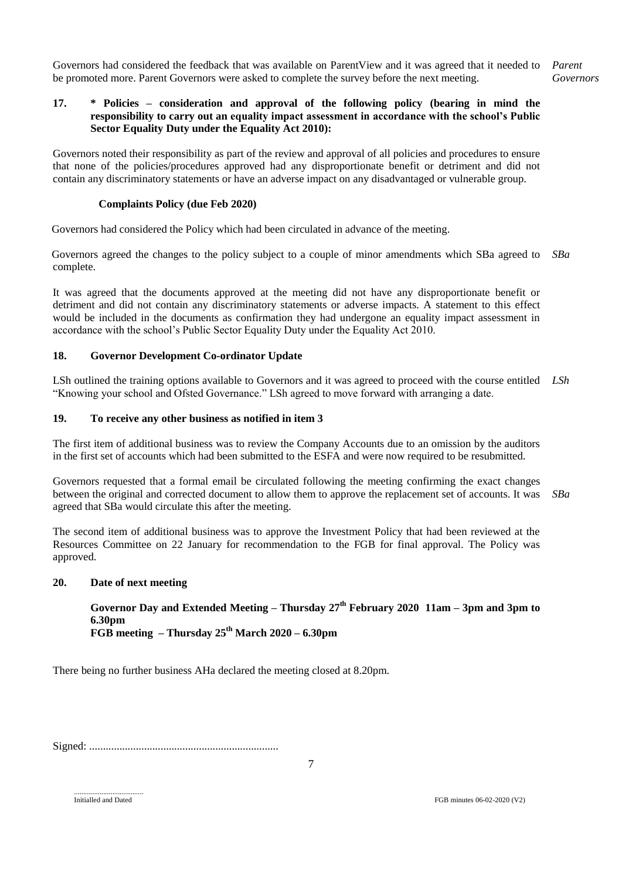Governors had considered the feedback that was available on ParentView and it was agreed that it needed to be promoted more. Parent Governors were asked to complete the survey before the next meeting. *Parent Governors*

**17. \* Policies – consideration and approval of the following policy (bearing in mind the responsibility to carry out an equality impact assessment in accordance with the school's Public Sector Equality Duty under the Equality Act 2010):**

Governors noted their responsibility as part of the review and approval of all policies and procedures to ensure that none of the policies/procedures approved had any disproportionate benefit or detriment and did not contain any discriminatory statements or have an adverse impact on any disadvantaged or vulnerable group.

**Complaints Policy (due Feb 2020)**

Governors had considered the Policy which had been circulated in advance of the meeting.

Governors agreed the changes to the policy subject to a couple of minor amendments which SBa agreed to complete. *SBa*

It was agreed that the documents approved at the meeting did not have any disproportionate benefit or detriment and did not contain any discriminatory statements or adverse impacts. A statement to this effect would be included in the documents as confirmation they had undergone an equality impact assessment in accordance with the school's Public Sector Equality Duty under the Equality Act 2010.

**18. Governor Development Co-ordinator Update**

LSh outlined the training options available to Governors and it was agreed to proceed with the course entitled "Knowing your school and Ofsted Governance." LSh agreed to move forward with arranging a date. *LSh*

**19. To receive any other business as notified in item 3**

The first item of additional business was to review the Company Accounts due to an omission by the auditors in the first set of accounts which had been submitted to the ESFA and were now required to be resubmitted.

Governors requested that a formal email be circulated following the meeting confirming the exact changes between the original and corrected document to allow them to approve the replacement set of accounts. It was agreed that SBa would circulate this after the meeting. *SBa*

The second item of additional business was to approve the Investment Policy that had been reviewed at the Resources Committee on 22 January for recommendation to the FGB for final approval. The Policy was approved.

**20. Date of next meeting**

**Governor Day and Extended Meeting – Thursday 27th February 2020 11am – 3pm and 3pm to 6.30pm**
**FGB meeting – Thursday 25th March 2020 – 6.30pm**

There being no further business AHa declared the meeting closed at 8.20pm.

Signed: .....................................................................

.....................................
Initialled and Dated

FGB minutes 06-02-2020 (V2)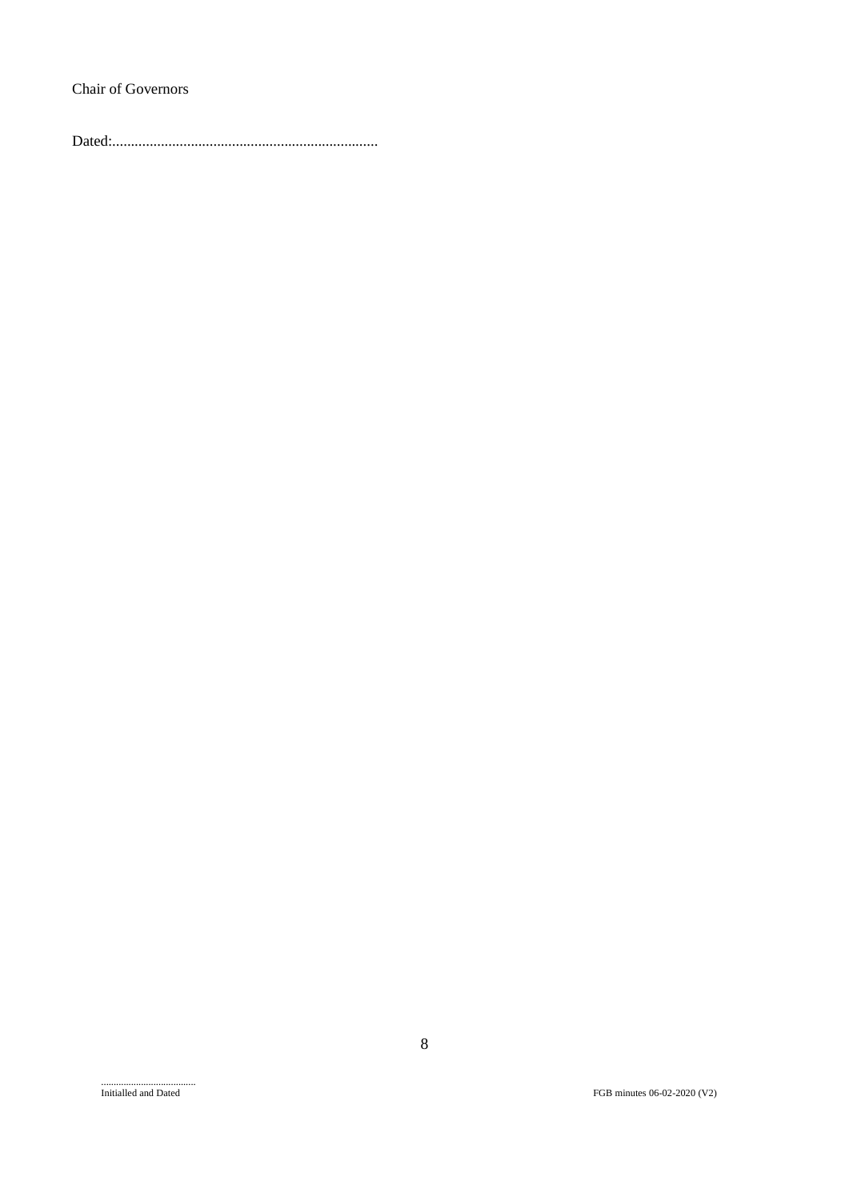Chair of Governors

Dated:.......................................................................